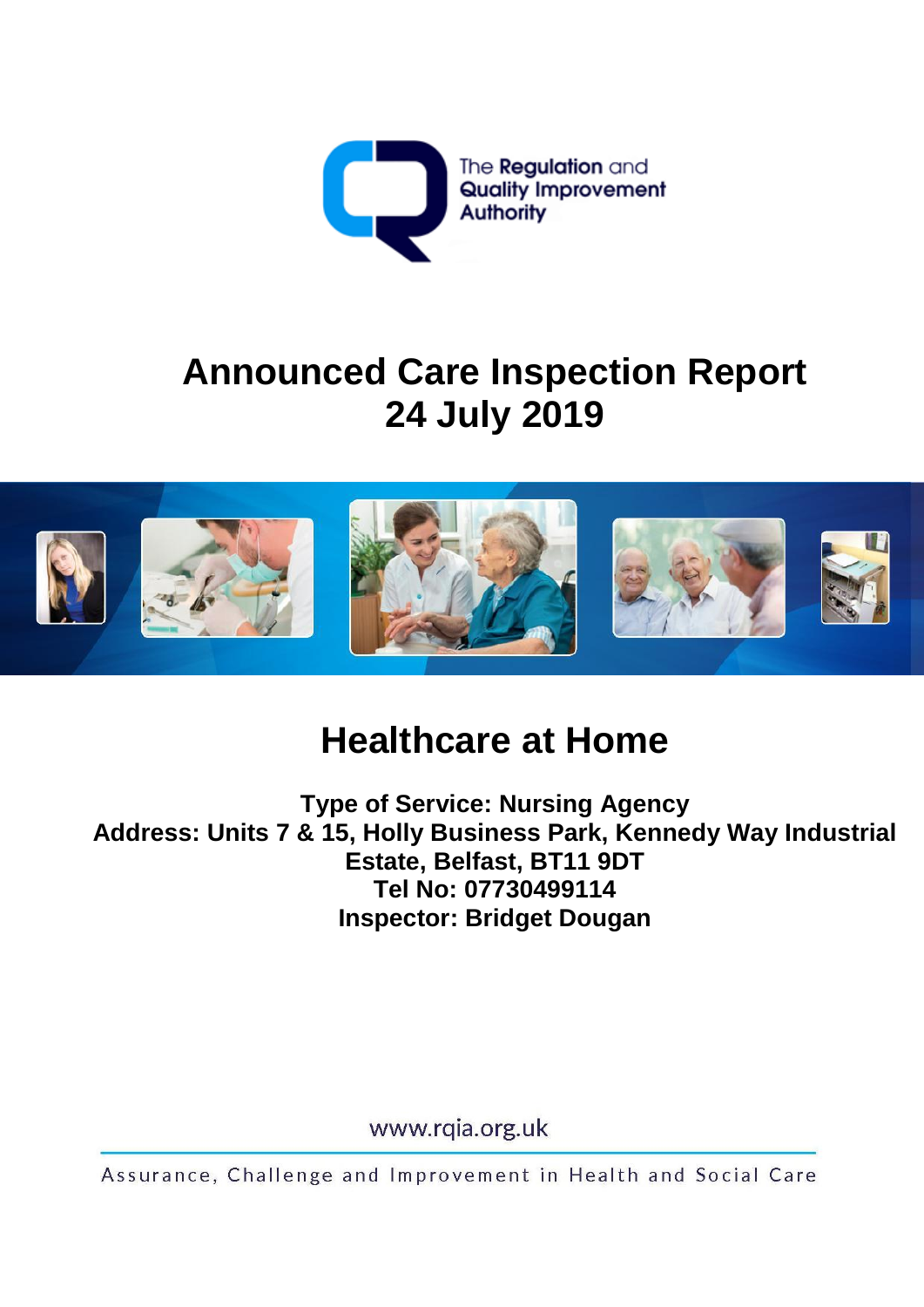The Regulation and Quality Improvement Authority

# Announced Care Inspection Report
# 24 July 2019

## Healthcare at Home

**Type of Service: Nursing Agency**
**Address: Units 7 & 15, Holly Business Park, Kennedy Way Industrial Estate, Belfast, BT11 9DT**
**Tel No: 07730499114**
**Inspector: Bridget Dougan**

www.rqia.org.uk

Assurance, Challenge and Improvement in Health and Social Care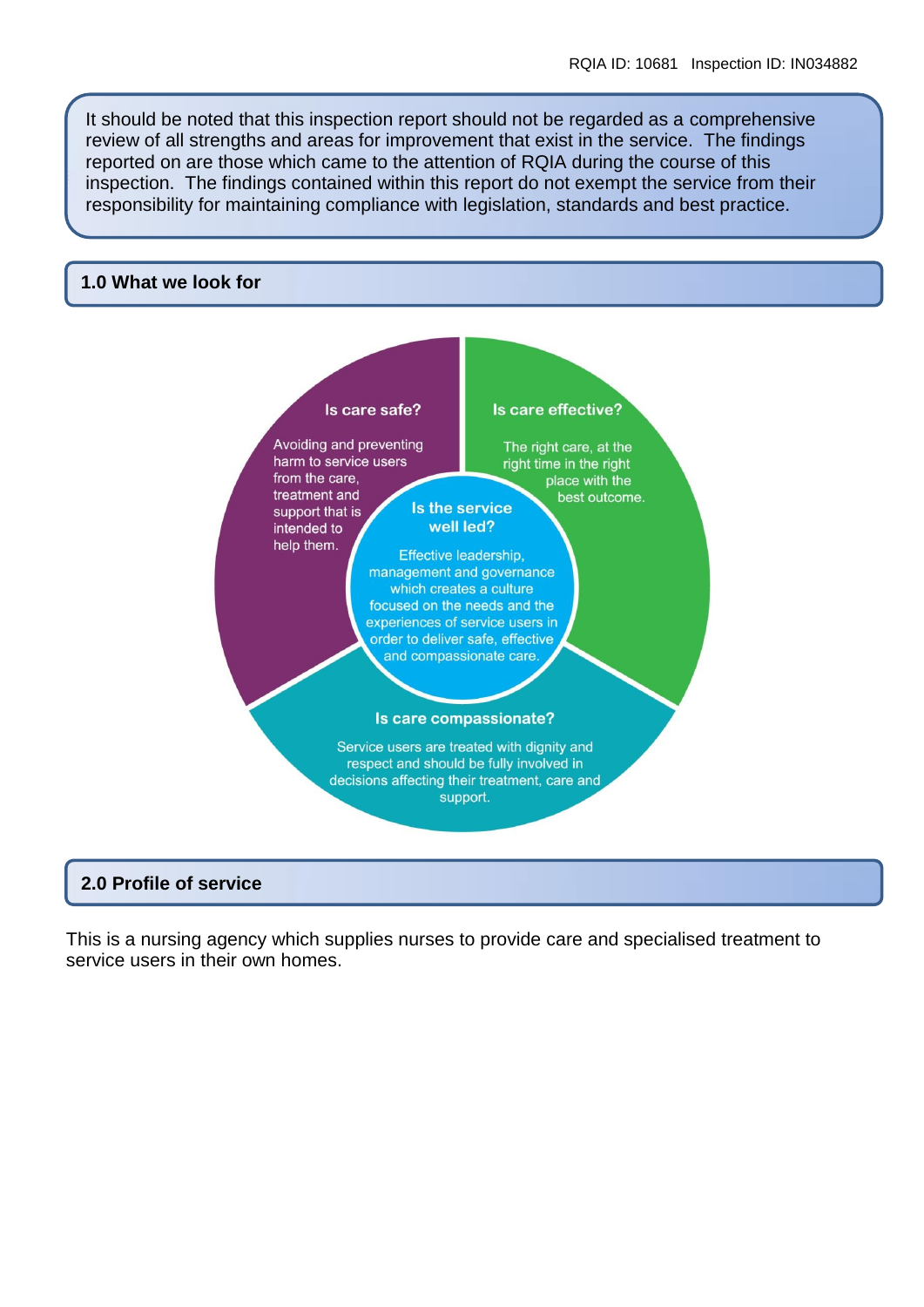It should be noted that this inspection report should not be regarded as a comprehensive review of all strengths and areas for improvement that exist in the service. The findings reported on are those which came to the attention of RQIA during the course of this inspection. The findings contained within this report do not exempt the service from their responsibility for maintaining compliance with legislation, standards and best practice.

## 1.0 What we look for

**Is care safe?**

Avoiding and preventing harm to service users from the care, treatment and support that is intended to help them.

**Is care effective?**

The right care, at the right time in the right place with the best outcome.

**Is the service well led?**

Effective leadership, management and governance which creates a culture focused on the needs and the experiences of service users in order to deliver safe, effective and compassionate care.

**Is care compassionate?**

Service users are treated with dignity and respect and should be fully involved in decisions affecting their treatment, care and support.

## 2.0 Profile of service

This is a nursing agency which supplies nurses to provide care and specialised treatment to service users in their own homes.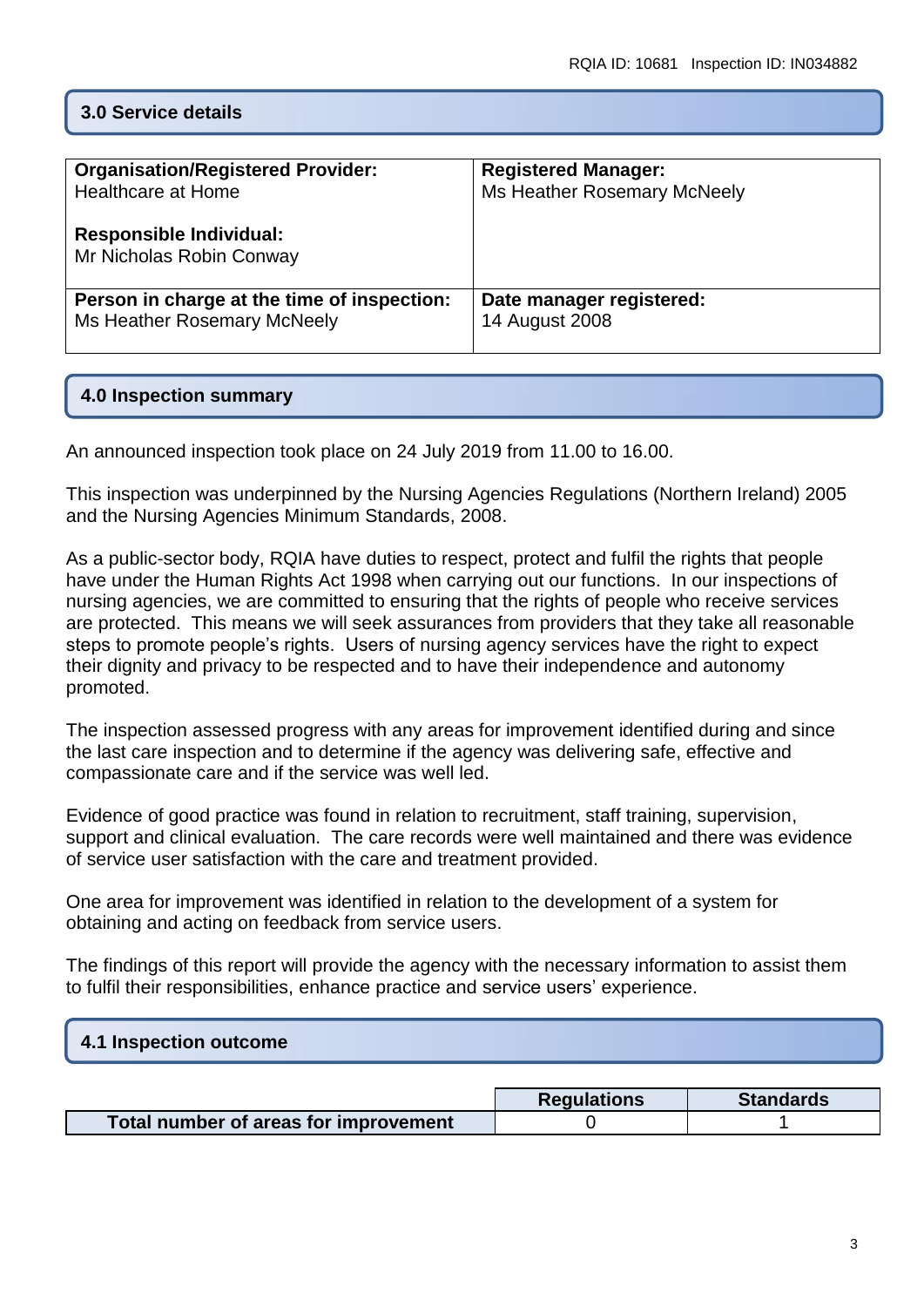## 3.0 Service details

| **Organisation/Registered Provider:** Healthcare at Home<br><br>**Responsible Individual:** Mr Nicholas Robin Conway | **Registered Manager:** Ms Heather Rosemary McNeely |
|---|---|
| **Person in charge at the time of inspection:** Ms Heather Rosemary McNeely | **Date manager registered:** 14 August 2008 |

## 4.0 Inspection summary

An announced inspection took place on 24 July 2019 from 11.00 to 16.00.

This inspection was underpinned by the Nursing Agencies Regulations (Northern Ireland) 2005 and the Nursing Agencies Minimum Standards, 2008.

As a public-sector body, RQIA have duties to respect, protect and fulfil the rights that people have under the Human Rights Act 1998 when carrying out our functions. In our inspections of nursing agencies, we are committed to ensuring that the rights of people who receive services are protected. This means we will seek assurances from providers that they take all reasonable steps to promote people's rights. Users of nursing agency services have the right to expect their dignity and privacy to be respected and to have their independence and autonomy promoted.

The inspection assessed progress with any areas for improvement identified during and since the last care inspection and to determine if the agency was delivering safe, effective and compassionate care and if the service was well led.

Evidence of good practice was found in relation to recruitment, staff training, supervision, support and clinical evaluation. The care records were well maintained and there was evidence of service user satisfaction with the care and treatment provided.

One area for improvement was identified in relation to the development of a system for obtaining and acting on feedback from service users.

The findings of this report will provide the agency with the necessary information to assist them to fulfil their responsibilities, enhance practice and service users' experience.

## 4.1 Inspection outcome

| | Regulations | Standards |
|---|---|---|
| **Total number of areas for improvement** | 0 | 1 |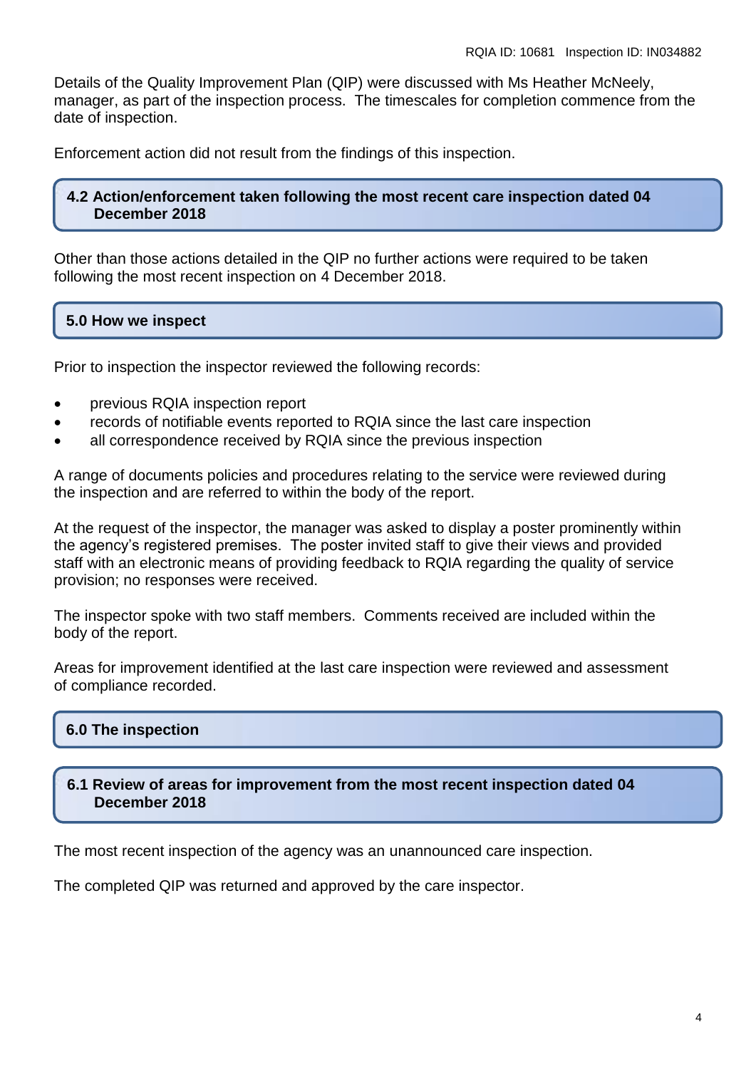Details of the Quality Improvement Plan (QIP) were discussed with Ms Heather McNeely, manager, as part of the inspection process. The timescales for completion commence from the date of inspection.

Enforcement action did not result from the findings of this inspection.

## 4.2 Action/enforcement taken following the most recent care inspection dated 04 December 2018

Other than those actions detailed in the QIP no further actions were required to be taken following the most recent inspection on 4 December 2018.

## 5.0 How we inspect

Prior to inspection the inspector reviewed the following records:

- previous RQIA inspection report
- records of notifiable events reported to RQIA since the last care inspection
- all correspondence received by RQIA since the previous inspection

A range of documents policies and procedures relating to the service were reviewed during the inspection and are referred to within the body of the report.

At the request of the inspector, the manager was asked to display a poster prominently within the agency's registered premises. The poster invited staff to give their views and provided staff with an electronic means of providing feedback to RQIA regarding the quality of service provision; no responses were received.

The inspector spoke with two staff members. Comments received are included within the body of the report.

Areas for improvement identified at the last care inspection were reviewed and assessment of compliance recorded.

## 6.0 The inspection

## 6.1 Review of areas for improvement from the most recent inspection dated 04 December 2018

The most recent inspection of the agency was an unannounced care inspection.

The completed QIP was returned and approved by the care inspector.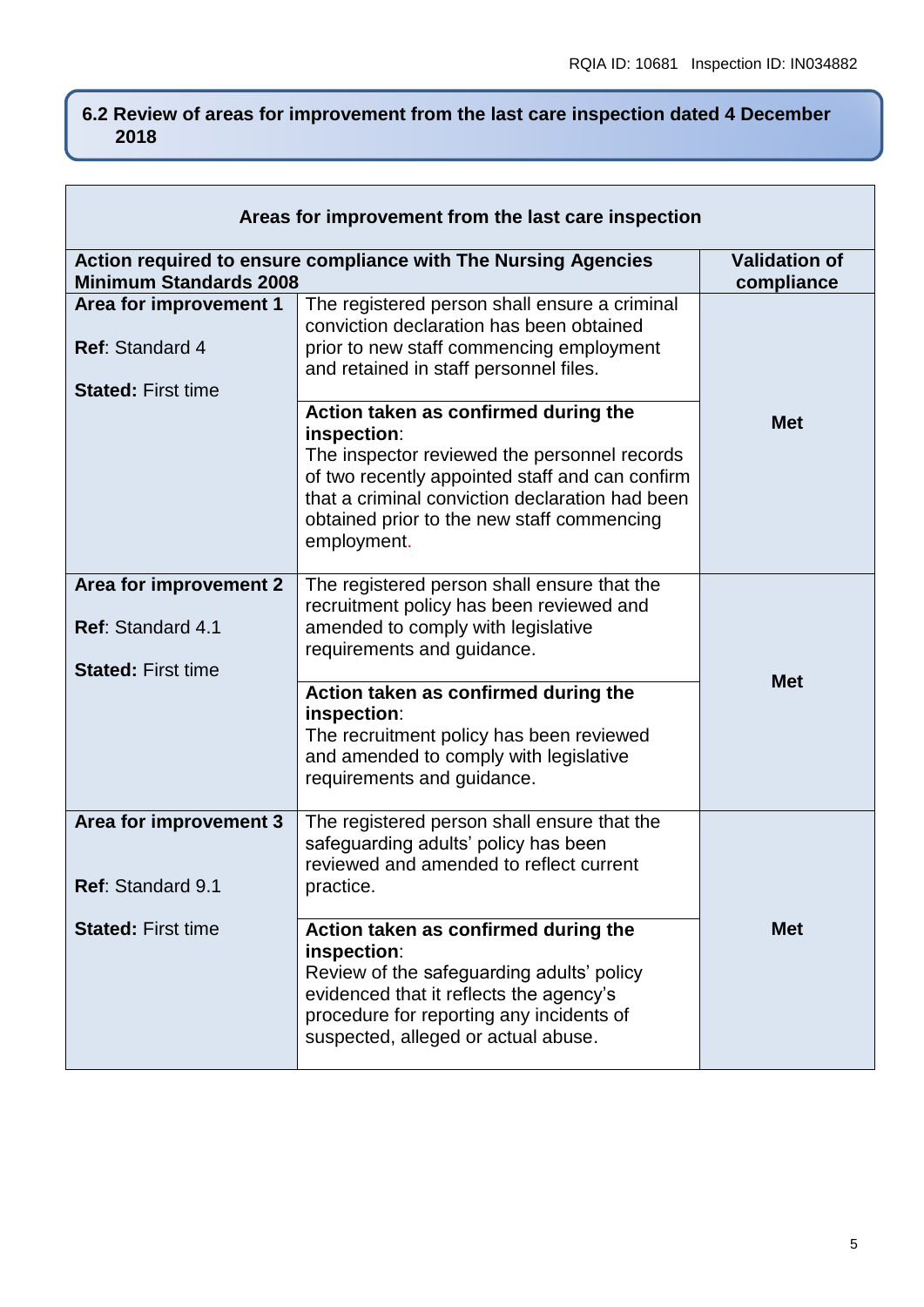## 6.2 Review of areas for improvement from the last care inspection dated 4 December 2018

| Areas for improvement from the last care inspection | | |
|---|---|---|
| **Action required to ensure compliance with The Nursing Agencies Minimum Standards 2008** | | **Validation of compliance** |
| **Area for improvement 1**<br><br>**Ref**: Standard 4<br><br>**Stated:** First time | The registered person shall ensure a criminal conviction declaration has been obtained prior to new staff commencing employment and retained in staff personnel files.<br><br>**Action taken as confirmed during the inspection**:<br>The inspector reviewed the personnel records of two recently appointed staff and can confirm that a criminal conviction declaration had been obtained prior to the new staff commencing employment. | **Met** |
| **Area for improvement 2**<br><br>**Ref**: Standard 4.1<br><br>**Stated:** First time | The registered person shall ensure that the recruitment policy has been reviewed and amended to comply with legislative requirements and guidance.<br><br>**Action taken as confirmed during the inspection**:<br>The recruitment policy has been reviewed and amended to comply with legislative requirements and guidance. | **Met** |
| **Area for improvement 3**<br><br>**Ref**: Standard 9.1<br><br>**Stated:** First time | The registered person shall ensure that the safeguarding adults' policy has been reviewed and amended to reflect current practice.<br><br>**Action taken as confirmed during the inspection**:<br>Review of the safeguarding adults' policy evidenced that it reflects the agency's procedure for reporting any incidents of suspected, alleged or actual abuse. | **Met** |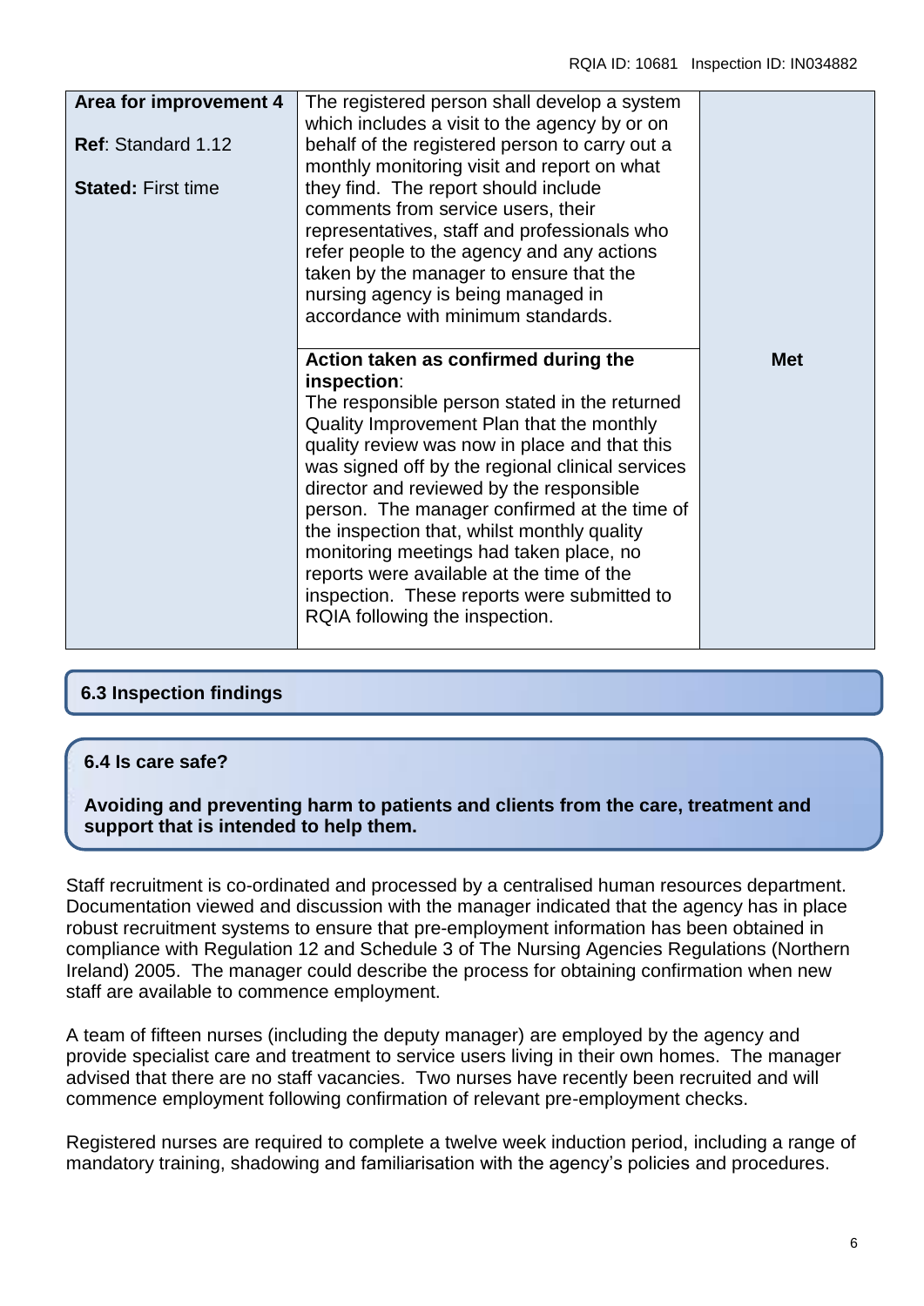| Area for improvement 4<br><br>**Ref**: Standard 1.12<br><br>**Stated:** First time | The registered person shall develop a system which includes a visit to the agency by or on behalf of the registered person to carry out a monthly monitoring visit and report on what they find. The report should include comments from service users, their representatives, staff and professionals who refer people to the agency and any actions taken by the manager to ensure that the nursing agency is being managed in accordance with minimum standards. | |
|---|---|---|
| | **Action taken as confirmed during the inspection**:<br>The responsible person stated in the returned Quality Improvement Plan that the monthly quality review was now in place and that this was signed off by the regional clinical services director and reviewed by the responsible person. The manager confirmed at the time of the inspection that, whilst monthly quality monitoring meetings had taken place, no reports were available at the time of the inspection. These reports were submitted to RQIA following the inspection. | **Met** |

## 6.3 Inspection findings

## 6.4 Is care safe?

**Avoiding and preventing harm to patients and clients from the care, treatment and support that is intended to help them.**

Staff recruitment is co-ordinated and processed by a centralised human resources department. Documentation viewed and discussion with the manager indicated that the agency has in place robust recruitment systems to ensure that pre-employment information has been obtained in compliance with Regulation 12 and Schedule 3 of The Nursing Agencies Regulations (Northern Ireland) 2005. The manager could describe the process for obtaining confirmation when new staff are available to commence employment.

A team of fifteen nurses (including the deputy manager) are employed by the agency and provide specialist care and treatment to service users living in their own homes. The manager advised that there are no staff vacancies. Two nurses have recently been recruited and will commence employment following confirmation of relevant pre-employment checks.

Registered nurses are required to complete a twelve week induction period, including a range of mandatory training, shadowing and familiarisation with the agency's policies and procedures.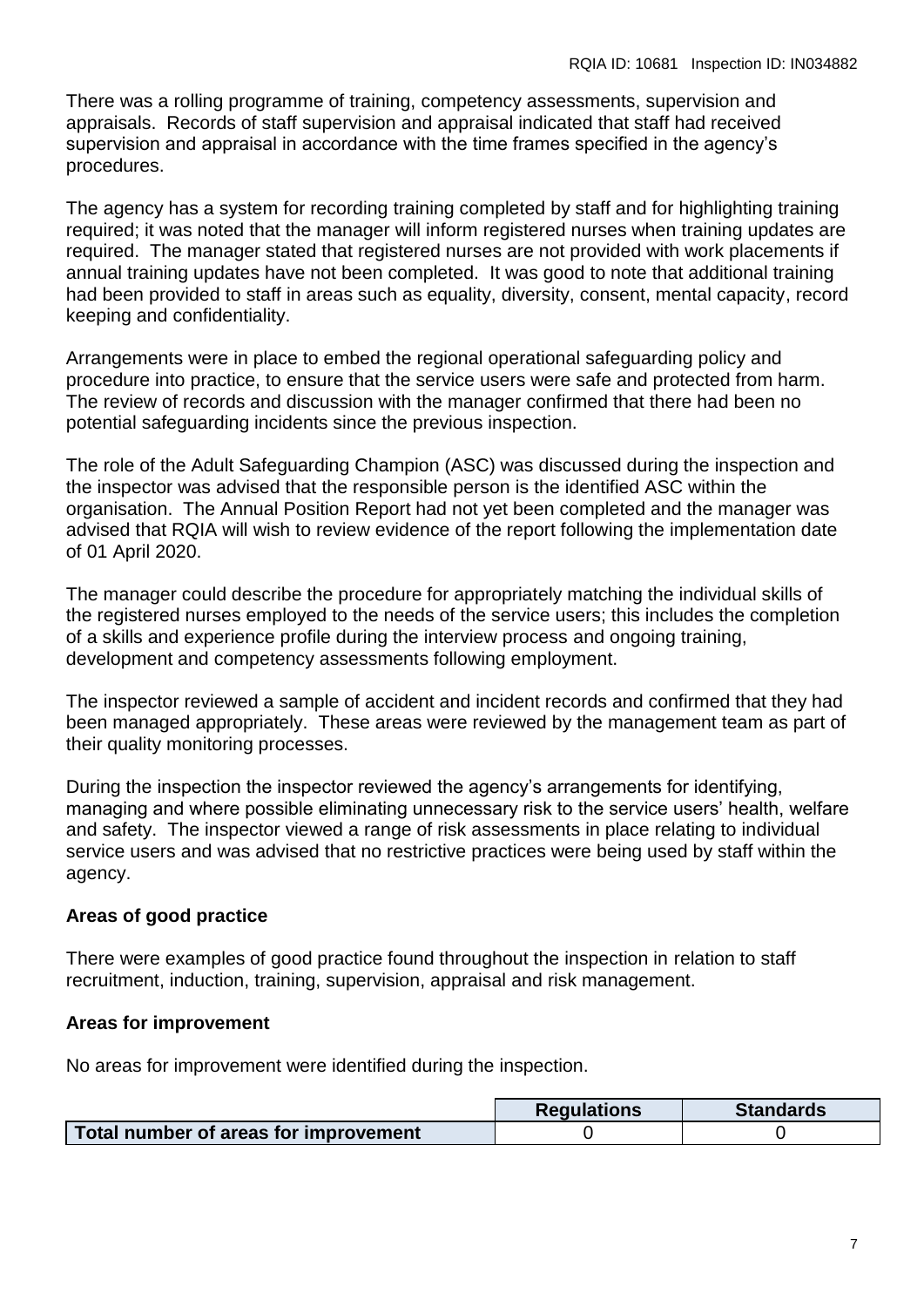There was a rolling programme of training, competency assessments, supervision and appraisals. Records of staff supervision and appraisal indicated that staff had received supervision and appraisal in accordance with the time frames specified in the agency's procedures.

The agency has a system for recording training completed by staff and for highlighting training required; it was noted that the manager will inform registered nurses when training updates are required. The manager stated that registered nurses are not provided with work placements if annual training updates have not been completed. It was good to note that additional training had been provided to staff in areas such as equality, diversity, consent, mental capacity, record keeping and confidentiality.

Arrangements were in place to embed the regional operational safeguarding policy and procedure into practice, to ensure that the service users were safe and protected from harm. The review of records and discussion with the manager confirmed that there had been no potential safeguarding incidents since the previous inspection.

The role of the Adult Safeguarding Champion (ASC) was discussed during the inspection and the inspector was advised that the responsible person is the identified ASC within the organisation. The Annual Position Report had not yet been completed and the manager was advised that RQIA will wish to review evidence of the report following the implementation date of 01 April 2020.

The manager could describe the procedure for appropriately matching the individual skills of the registered nurses employed to the needs of the service users; this includes the completion of a skills and experience profile during the interview process and ongoing training, development and competency assessments following employment.

The inspector reviewed a sample of accident and incident records and confirmed that they had been managed appropriately. These areas were reviewed by the management team as part of their quality monitoring processes.

During the inspection the inspector reviewed the agency's arrangements for identifying, managing and where possible eliminating unnecessary risk to the service users' health, welfare and safety. The inspector viewed a range of risk assessments in place relating to individual service users and was advised that no restrictive practices were being used by staff within the agency.

**Areas of good practice**

There were examples of good practice found throughout the inspection in relation to staff recruitment, induction, training, supervision, appraisal and risk management.

**Areas for improvement**

No areas for improvement were identified during the inspection.

| | Regulations | Standards |
|---|---|---|
| **Total number of areas for improvement** | 0 | 0 |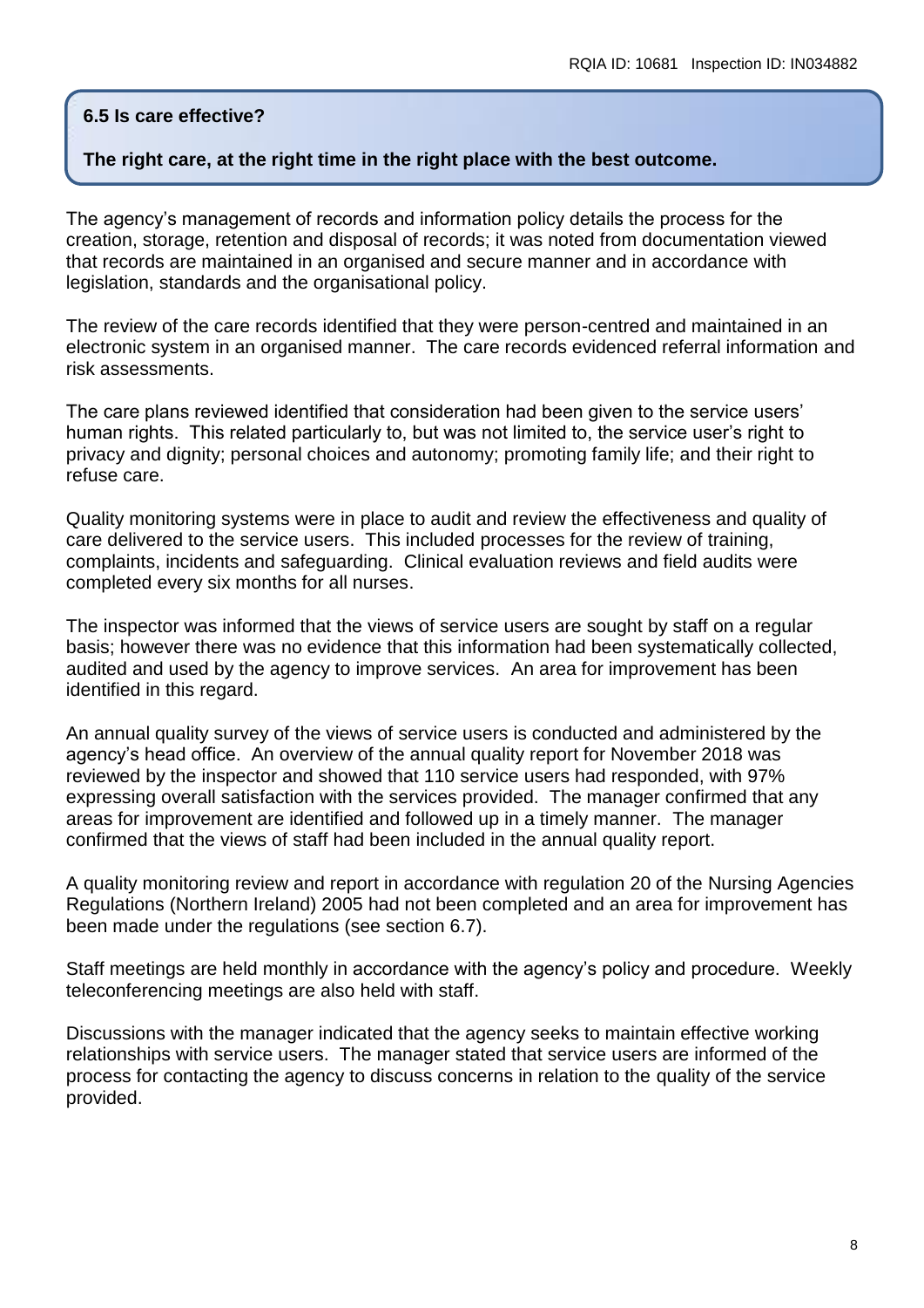### 6.5 Is care effective?

**The right care, at the right time in the right place with the best outcome.**

The agency's management of records and information policy details the process for the creation, storage, retention and disposal of records; it was noted from documentation viewed that records are maintained in an organised and secure manner and in accordance with legislation, standards and the organisational policy.

The review of the care records identified that they were person-centred and maintained in an electronic system in an organised manner. The care records evidenced referral information and risk assessments.

The care plans reviewed identified that consideration had been given to the service users' human rights. This related particularly to, but was not limited to, the service user's right to privacy and dignity; personal choices and autonomy; promoting family life; and their right to refuse care.

Quality monitoring systems were in place to audit and review the effectiveness and quality of care delivered to the service users. This included processes for the review of training, complaints, incidents and safeguarding. Clinical evaluation reviews and field audits were completed every six months for all nurses.

The inspector was informed that the views of service users are sought by staff on a regular basis; however there was no evidence that this information had been systematically collected, audited and used by the agency to improve services. An area for improvement has been identified in this regard.

An annual quality survey of the views of service users is conducted and administered by the agency's head office. An overview of the annual quality report for November 2018 was reviewed by the inspector and showed that 110 service users had responded, with 97% expressing overall satisfaction with the services provided. The manager confirmed that any areas for improvement are identified and followed up in a timely manner. The manager confirmed that the views of staff had been included in the annual quality report.

A quality monitoring review and report in accordance with regulation 20 of the Nursing Agencies Regulations (Northern Ireland) 2005 had not been completed and an area for improvement has been made under the regulations (see section 6.7).

Staff meetings are held monthly in accordance with the agency's policy and procedure. Weekly teleconferencing meetings are also held with staff.

Discussions with the manager indicated that the agency seeks to maintain effective working relationships with service users. The manager stated that service users are informed of the process for contacting the agency to discuss concerns in relation to the quality of the service provided.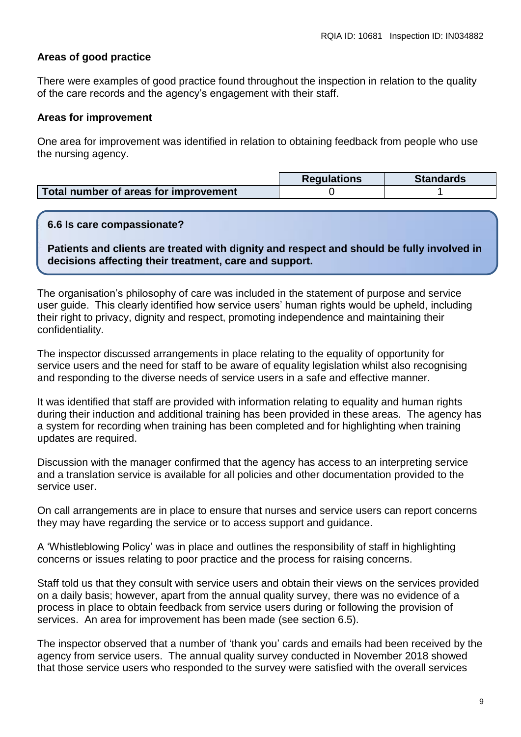**Areas of good practice**

There were examples of good practice found throughout the inspection in relation to the quality of the care records and the agency's engagement with their staff.

**Areas for improvement**

One area for improvement was identified in relation to obtaining feedback from people who use the nursing agency.

| | Regulations | Standards |
|---|---|---|
| **Total number of areas for improvement** | 0 | 1 |

**6.6 Is care compassionate?**

**Patients and clients are treated with dignity and respect and should be fully involved in decisions affecting their treatment, care and support.**

The organisation's philosophy of care was included in the statement of purpose and service user guide. This clearly identified how service users' human rights would be upheld, including their right to privacy, dignity and respect, promoting independence and maintaining their confidentiality.

The inspector discussed arrangements in place relating to the equality of opportunity for service users and the need for staff to be aware of equality legislation whilst also recognising and responding to the diverse needs of service users in a safe and effective manner.

It was identified that staff are provided with information relating to equality and human rights during their induction and additional training has been provided in these areas. The agency has a system for recording when training has been completed and for highlighting when training updates are required.

Discussion with the manager confirmed that the agency has access to an interpreting service and a translation service is available for all policies and other documentation provided to the service user.

On call arrangements are in place to ensure that nurses and service users can report concerns they may have regarding the service or to access support and guidance.

A 'Whistleblowing Policy' was in place and outlines the responsibility of staff in highlighting concerns or issues relating to poor practice and the process for raising concerns.

Staff told us that they consult with service users and obtain their views on the services provided on a daily basis; however, apart from the annual quality survey, there was no evidence of a process in place to obtain feedback from service users during or following the provision of services. An area for improvement has been made (see section 6.5).

The inspector observed that a number of 'thank you' cards and emails had been received by the agency from service users. The annual quality survey conducted in November 2018 showed that those service users who responded to the survey were satisfied with the overall services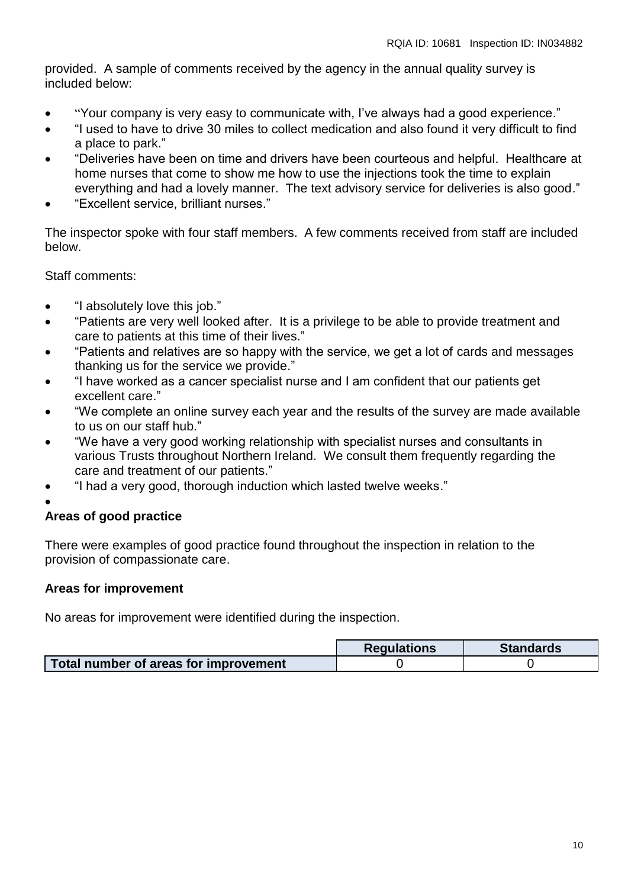provided. A sample of comments received by the agency in the annual quality survey is included below:

- "Your company is very easy to communicate with, I've always had a good experience."
- "I used to have to drive 30 miles to collect medication and also found it very difficult to find a place to park."
- "Deliveries have been on time and drivers have been courteous and helpful. Healthcare at home nurses that come to show me how to use the injections took the time to explain everything and had a lovely manner. The text advisory service for deliveries is also good."
- "Excellent service, brilliant nurses."

The inspector spoke with four staff members. A few comments received from staff are included below.

Staff comments:

- "I absolutely love this job."
- "Patients are very well looked after. It is a privilege to be able to provide treatment and care to patients at this time of their lives."
- "Patients and relatives are so happy with the service, we get a lot of cards and messages thanking us for the service we provide."
- "I have worked as a cancer specialist nurse and I am confident that our patients get excellent care."
- "We complete an online survey each year and the results of the survey are made available to us on our staff hub."
- "We have a very good working relationship with specialist nurses and consultants in various Trusts throughout Northern Ireland. We consult them frequently regarding the care and treatment of our patients."
- "I had a very good, thorough induction which lasted twelve weeks."

**Areas of good practice**

There were examples of good practice found throughout the inspection in relation to the provision of compassionate care.

**Areas for improvement**

No areas for improvement were identified during the inspection.

| | Regulations | Standards |
|---|---|---|
| **Total number of areas for improvement** | 0 | 0 |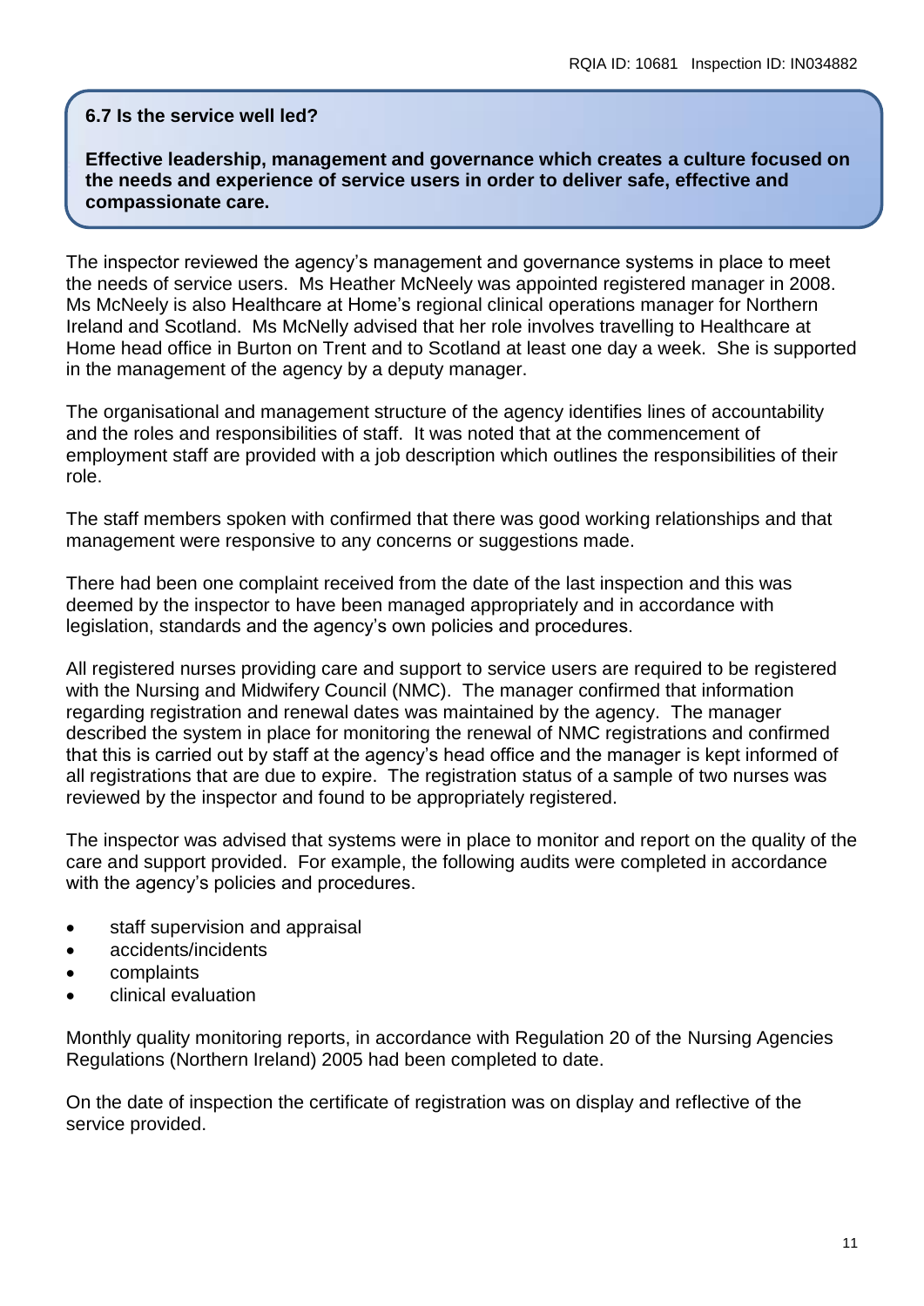### 6.7 Is the service well led?

**Effective leadership, management and governance which creates a culture focused on the needs and experience of service users in order to deliver safe, effective and compassionate care.**

The inspector reviewed the agency's management and governance systems in place to meet the needs of service users. Ms Heather McNeely was appointed registered manager in 2008. Ms McNeely is also Healthcare at Home's regional clinical operations manager for Northern Ireland and Scotland. Ms McNelly advised that her role involves travelling to Healthcare at Home head office in Burton on Trent and to Scotland at least one day a week. She is supported in the management of the agency by a deputy manager.

The organisational and management structure of the agency identifies lines of accountability and the roles and responsibilities of staff. It was noted that at the commencement of employment staff are provided with a job description which outlines the responsibilities of their role.

The staff members spoken with confirmed that there was good working relationships and that management were responsive to any concerns or suggestions made.

There had been one complaint received from the date of the last inspection and this was deemed by the inspector to have been managed appropriately and in accordance with legislation, standards and the agency's own policies and procedures.

All registered nurses providing care and support to service users are required to be registered with the Nursing and Midwifery Council (NMC). The manager confirmed that information regarding registration and renewal dates was maintained by the agency. The manager described the system in place for monitoring the renewal of NMC registrations and confirmed that this is carried out by staff at the agency's head office and the manager is kept informed of all registrations that are due to expire. The registration status of a sample of two nurses was reviewed by the inspector and found to be appropriately registered.

The inspector was advised that systems were in place to monitor and report on the quality of the care and support provided. For example, the following audits were completed in accordance with the agency's policies and procedures.

- staff supervision and appraisal
- accidents/incidents
- complaints
- clinical evaluation

Monthly quality monitoring reports, in accordance with Regulation 20 of the Nursing Agencies Regulations (Northern Ireland) 2005 had been completed to date.

On the date of inspection the certificate of registration was on display and reflective of the service provided.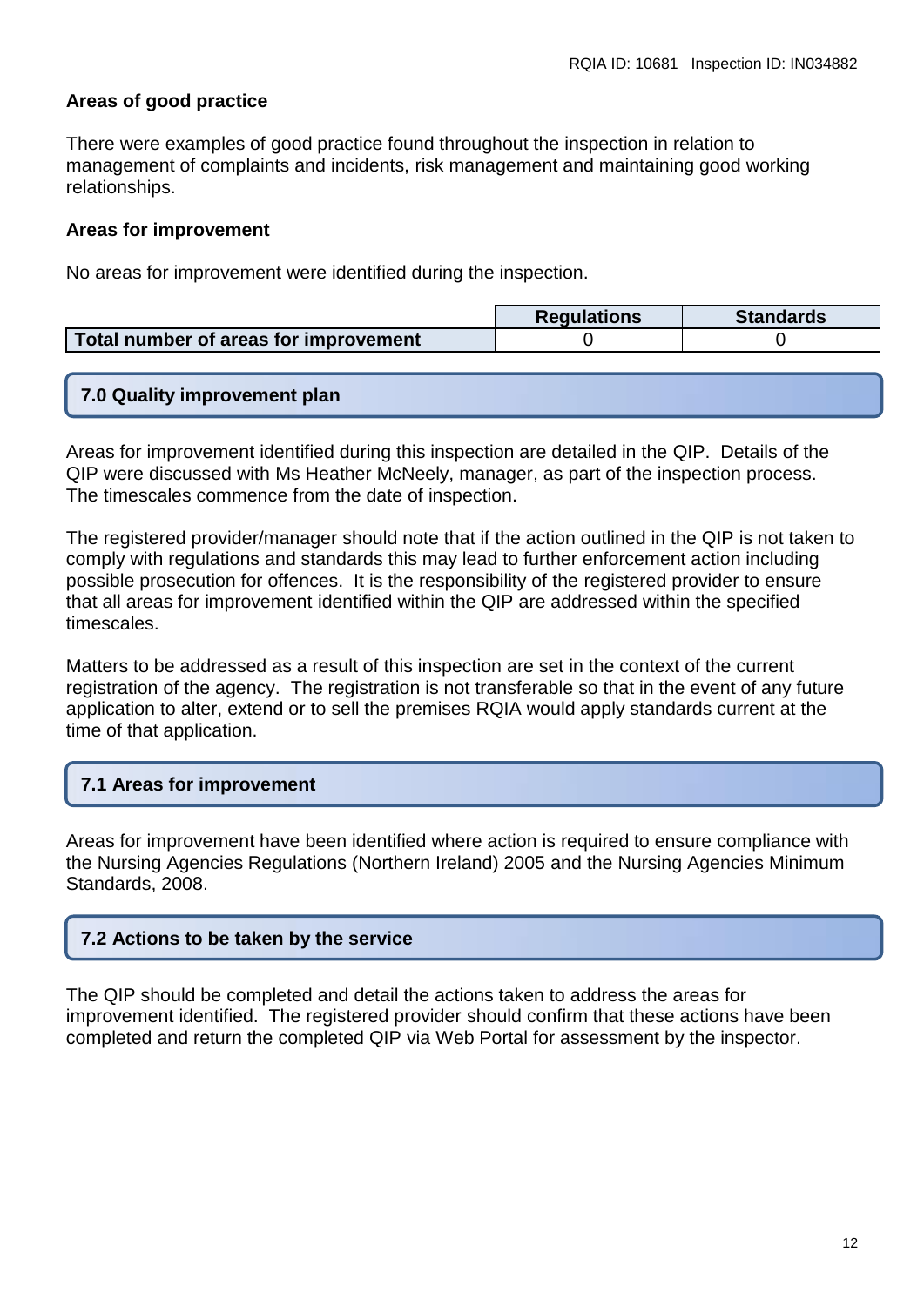**Areas of good practice**

There were examples of good practice found throughout the inspection in relation to management of complaints and incidents, risk management and maintaining good working relationships.

**Areas for improvement**

No areas for improvement were identified during the inspection.

| | Regulations | Standards |
|---|---|---|
| **Total number of areas for improvement** | 0 | 0 |

## 7.0 Quality improvement plan

Areas for improvement identified during this inspection are detailed in the QIP. Details of the QIP were discussed with Ms Heather McNeely, manager, as part of the inspection process. The timescales commence from the date of inspection.

The registered provider/manager should note that if the action outlined in the QIP is not taken to comply with regulations and standards this may lead to further enforcement action including possible prosecution for offences. It is the responsibility of the registered provider to ensure that all areas for improvement identified within the QIP are addressed within the specified timescales.

Matters to be addressed as a result of this inspection are set in the context of the current registration of the agency. The registration is not transferable so that in the event of any future application to alter, extend or to sell the premises RQIA would apply standards current at the time of that application.

## 7.1 Areas for improvement

Areas for improvement have been identified where action is required to ensure compliance with the Nursing Agencies Regulations (Northern Ireland) 2005 and the Nursing Agencies Minimum Standards, 2008.

## 7.2 Actions to be taken by the service

The QIP should be completed and detail the actions taken to address the areas for improvement identified. The registered provider should confirm that these actions have been completed and return the completed QIP via Web Portal for assessment by the inspector.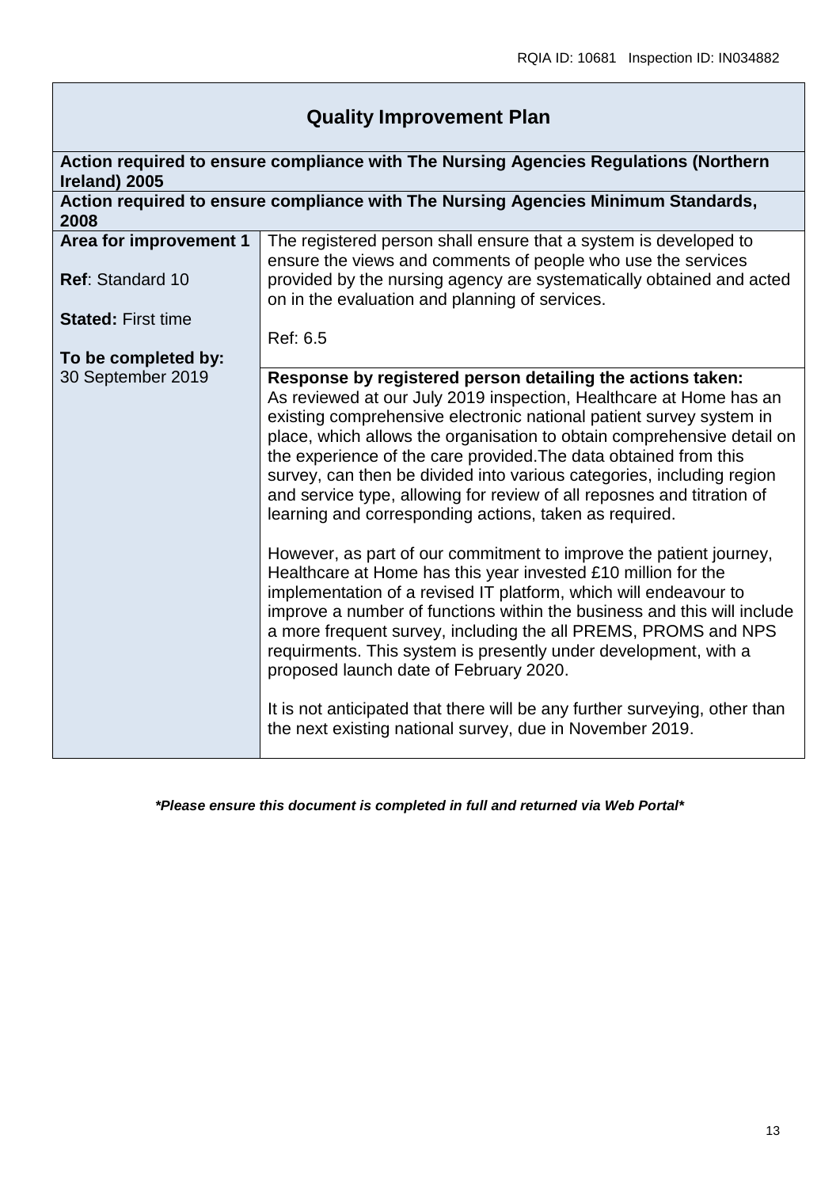## Quality Improvement Plan

| Action required to ensure compliance with The Nursing Agencies Regulations (Northern Ireland) 2005 | |
|---|---|
| **Action required to ensure compliance with The Nursing Agencies Minimum Standards, 2008** | |
| **Area for improvement 1**<br><br>**Ref**: Standard 10<br><br>**Stated:** First time<br><br>**To be completed by:**<br>30 September 2019 | The registered person shall ensure that a system is developed to ensure the views and comments of people who use the services provided by the nursing agency are systematically obtained and acted on in the evaluation and planning of services.<br><br>Ref: 6.5 |
| | **Response by registered person detailing the actions taken:**<br>As reviewed at our July 2019 inspection, Healthcare at Home has an existing comprehensive electronic national patient survey system in place, which allows the organisation to obtain comprehensive detail on the experience of the care provided.The data obtained from this survey, can then be divided into various categories, including region and service type, allowing for review of all reposnes and titration of learning and corresponding actions, taken as required.<br><br>However, as part of our commitment to improve the patient journey, Healthcare at Home has this year invested £10 million for the implementation of a revised IT platform, which will endeavour to improve a number of functions within the business and this will include a more frequent survey, including the all PREMS, PROMS and NPS requirments. This system is presently under development, with a proposed launch date of February 2020.<br><br>It is not anticipated that there will be any further surveying, other than the next existing national survey, due in November 2019. |

***Please ensure this document is completed in full and returned via Web Portal***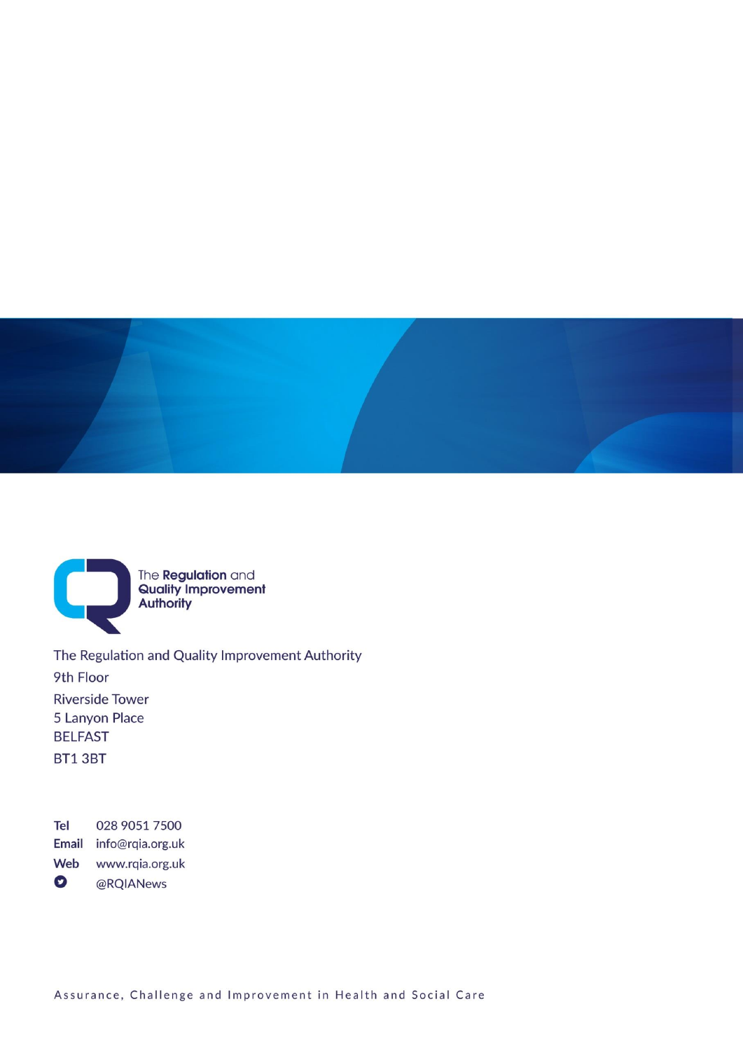The Regulation and Quality Improvement Authority

The Regulation and Quality Improvement Authority
9th Floor
Riverside Tower
5 Lanyon Place
BELFAST
BT1 3BT

**Tel** 028 9051 7500
**Email** info@rqia.org.uk
**Web** www.rqia.org.uk
@RQIANews

Assurance, Challenge and Improvement in Health and Social Care